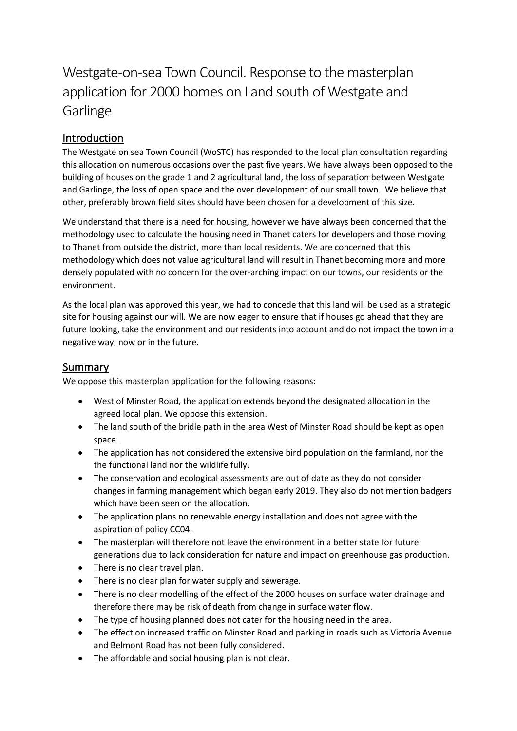# Westgate-on-sea Town Council. Response to the masterplan application for 2000 homes on Land south of Westgate and Garlinge

## Introduction

The Westgate on sea Town Council (WoSTC) has responded to the local plan consultation regarding this allocation on numerous occasions over the past five years. We have always been opposed to the building of houses on the grade 1 and 2 agricultural land, the loss of separation between Westgate and Garlinge, the loss of open space and the over development of our small town. We believe that other, preferably brown field sites should have been chosen for a development of this size.

We understand that there is a need for housing, however we have always been concerned that the methodology used to calculate the housing need in Thanet caters for developers and those moving to Thanet from outside the district, more than local residents. We are concerned that this methodology which does not value agricultural land will result in Thanet becoming more and more densely populated with no concern for the over-arching impact on our towns, our residents or the environment.

As the local plan was approved this year, we had to concede that this land will be used as a strategic site for housing against our will. We are now eager to ensure that if houses go ahead that they are future looking, take the environment and our residents into account and do not impact the town in a negative way, now or in the future.

## Summary

We oppose this masterplan application for the following reasons:

- West of Minster Road, the application extends beyond the designated allocation in the agreed local plan. We oppose this extension.
- The land south of the bridle path in the area West of Minster Road should be kept as open space.
- The application has not considered the extensive bird population on the farmland, nor the the functional land nor the wildlife fully.
- The conservation and ecological assessments are out of date as they do not consider changes in farming management which began early 2019. They also do not mention badgers which have been seen on the allocation.
- The application plans no renewable energy installation and does not agree with the aspiration of policy CC04.
- The masterplan will therefore not leave the environment in a better state for future generations due to lack consideration for nature and impact on greenhouse gas production.
- There is no clear travel plan.
- There is no clear plan for water supply and sewerage.
- There is no clear modelling of the effect of the 2000 houses on surface water drainage and therefore there may be risk of death from change in surface water flow.
- The type of housing planned does not cater for the housing need in the area.
- The effect on increased traffic on Minster Road and parking in roads such as Victoria Avenue and Belmont Road has not been fully considered.
- The affordable and social housing plan is not clear.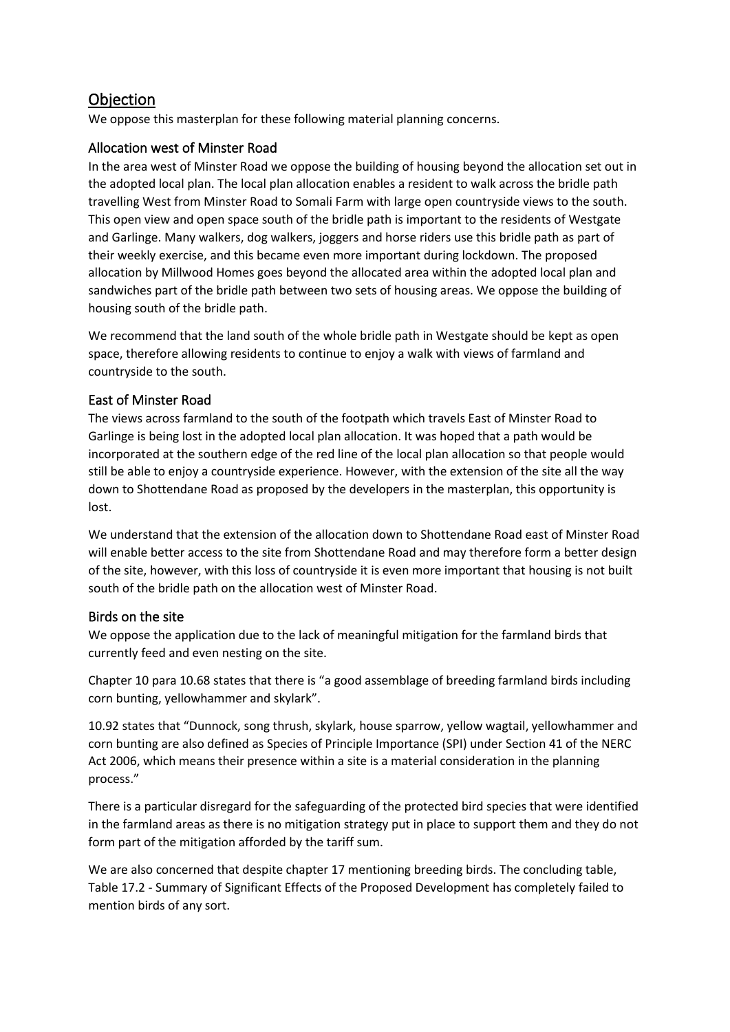## Objection

We oppose this masterplan for these following material planning concerns.

### Allocation west of Minster Road

In the area west of Minster Road we oppose the building of housing beyond the allocation set out in the adopted local plan. The local plan allocation enables a resident to walk across the bridle path travelling West from Minster Road to Somali Farm with large open countryside views to the south. This open view and open space south of the bridle path is important to the residents of Westgate and Garlinge. Many walkers, dog walkers, joggers and horse riders use this bridle path as part of their weekly exercise, and this became even more important during lockdown. The proposed allocation by Millwood Homes goes beyond the allocated area within the adopted local plan and sandwiches part of the bridle path between two sets of housing areas. We oppose the building of housing south of the bridle path.

We recommend that the land south of the whole bridle path in Westgate should be kept as open space, therefore allowing residents to continue to enjoy a walk with views of farmland and countryside to the south.

### East of Minster Road

The views across farmland to the south of the footpath which travels East of Minster Road to Garlinge is being lost in the adopted local plan allocation. It was hoped that a path would be incorporated at the southern edge of the red line of the local plan allocation so that people would still be able to enjoy a countryside experience. However, with the extension of the site all the way down to Shottendane Road as proposed by the developers in the masterplan, this opportunity is lost.

We understand that the extension of the allocation down to Shottendane Road east of Minster Road will enable better access to the site from Shottendane Road and may therefore form a better design of the site, however, with this loss of countryside it is even more important that housing is not built south of the bridle path on the allocation west of Minster Road.

### Birds on the site

We oppose the application due to the lack of meaningful mitigation for the farmland birds that currently feed and even nesting on the site.

Chapter 10 para 10.68 states that there is "a good assemblage of breeding farmland birds including corn bunting, yellowhammer and skylark".

10.92 states that "Dunnock, song thrush, skylark, house sparrow, yellow wagtail, yellowhammer and corn bunting are also defined as Species of Principle Importance (SPI) under Section 41 of the NERC Act 2006, which means their presence within a site is a material consideration in the planning process."

There is a particular disregard for the safeguarding of the protected bird species that were identified in the farmland areas as there is no mitigation strategy put in place to support them and they do not form part of the mitigation afforded by the tariff sum.

We are also concerned that despite chapter 17 mentioning breeding birds. The concluding table, Table 17.2 - Summary of Significant Effects of the Proposed Development has completely failed to mention birds of any sort.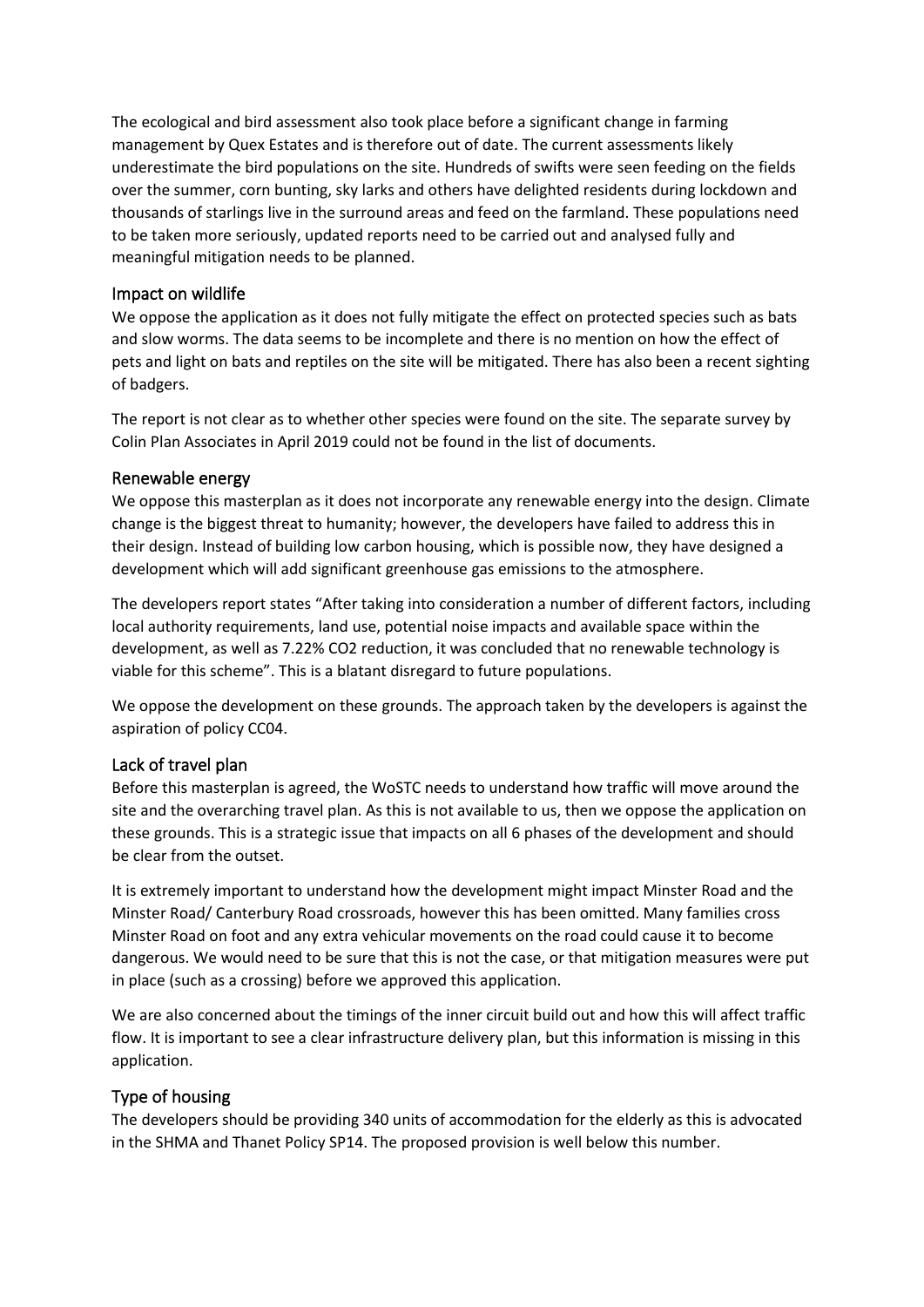The ecological and bird assessment also took place before a significant change in farming management by Quex Estates and is therefore out of date. The current assessments likely underestimate the bird populations on the site. Hundreds of swifts were seen feeding on the fields over the summer, corn bunting, sky larks and others have delighted residents during lockdown and thousands of starlings live in the surround areas and feed on the farmland. These populations need to be taken more seriously, updated reports need to be carried out and analysed fully and meaningful mitigation needs to be planned.

## Impact on wildlife

We oppose the application as it does not fully mitigate the effect on protected species such as bats and slow worms. The data seems to be incomplete and there is no mention on how the effect of pets and light on bats and reptiles on the site will be mitigated. There has also been a recent sighting of badgers.

The report is not clear as to whether other species were found on the site. The separate survey by Colin Plan Associates in April 2019 could not be found in the list of documents.

## Renewable energy

We oppose this masterplan as it does not incorporate any renewable energy into the design. Climate change is the biggest threat to humanity; however, the developers have failed to address this in their design. Instead of building low carbon housing, which is possible now, they have designed a development which will add significant greenhouse gas emissions to the atmosphere.

The developers report states "After taking into consideration a number of different factors, including local authority requirements, land use, potential noise impacts and available space within the development, as well as 7.22% CO2 reduction, it was concluded that no renewable technology is viable for this scheme". This is a blatant disregard to future populations.

We oppose the development on these grounds. The approach taken by the developers is against the aspiration of policy CC04.

## Lack of travel plan

Before this masterplan is agreed, the WoSTC needs to understand how traffic will move around the site and the overarching travel plan. As this is not available to us, then we oppose the application on these grounds. This is a strategic issue that impacts on all 6 phases of the development and should be clear from the outset.

It is extremely important to understand how the development might impact Minster Road and the Minster Road/ Canterbury Road crossroads, however this has been omitted. Many families cross Minster Road on foot and any extra vehicular movements on the road could cause it to become dangerous. We would need to be sure that this is not the case, or that mitigation measures were put in place (such as a crossing) before we approved this application.

We are also concerned about the timings of the inner circuit build out and how this will affect traffic flow. It is important to see a clear infrastructure delivery plan, but this information is missing in this application.

## Type of housing

The developers should be providing 340 units of accommodation for the elderly as this is advocated in the SHMA and Thanet Policy SP14. The proposed provision is well below this number.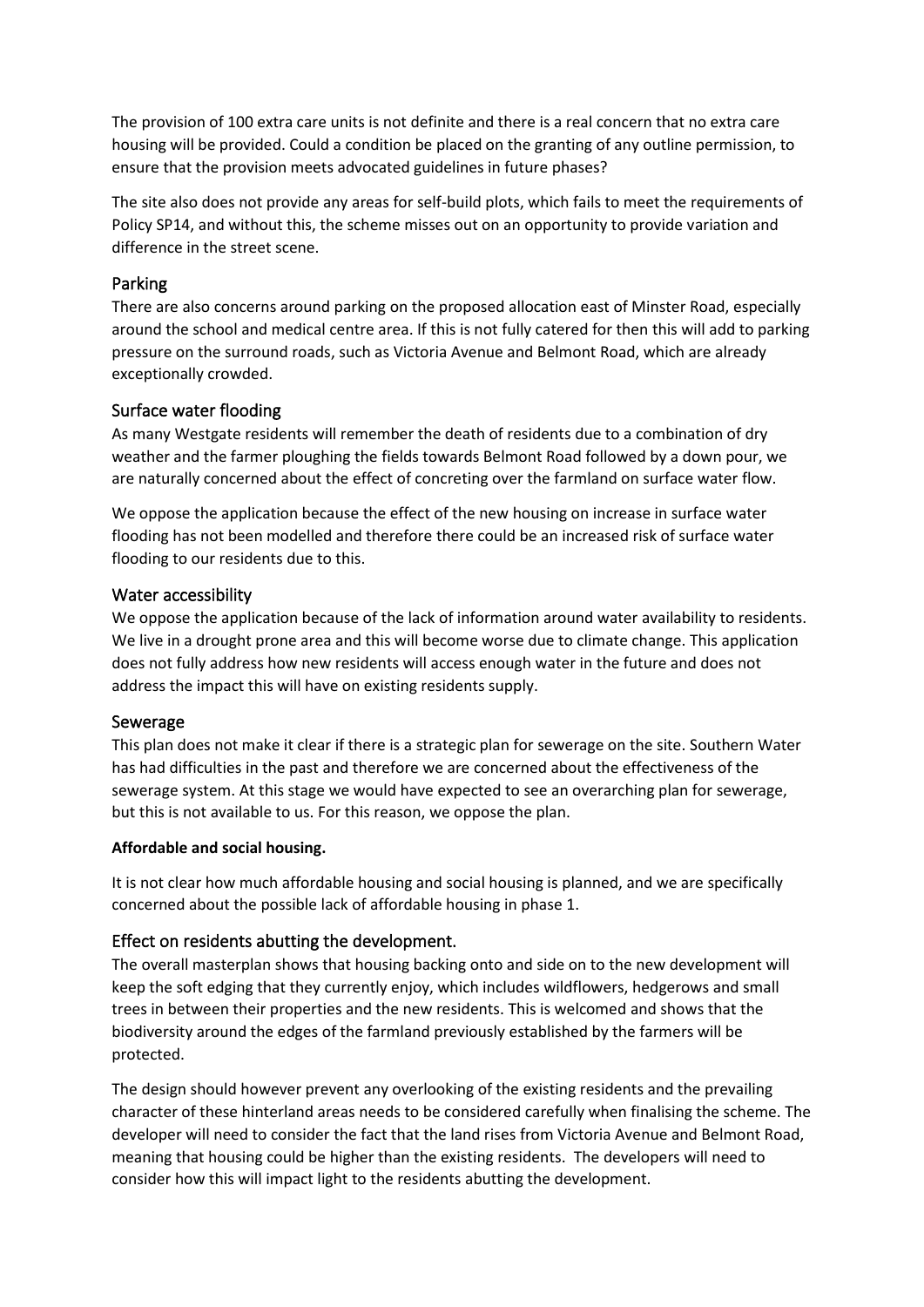The provision of 100 extra care units is not definite and there is a real concern that no extra care housing will be provided. Could a condition be placed on the granting of any outline permission, to ensure that the provision meets advocated guidelines in future phases?

The site also does not provide any areas for self-build plots, which fails to meet the requirements of Policy SP14, and without this, the scheme misses out on an opportunity to provide variation and difference in the street scene.

## Parking

There are also concerns around parking on the proposed allocation east of Minster Road, especially around the school and medical centre area. If this is not fully catered for then this will add to parking pressure on the surround roads, such as Victoria Avenue and Belmont Road, which are already exceptionally crowded.

## Surface water flooding

As many Westgate residents will remember the death of residents due to a combination of dry weather and the farmer ploughing the fields towards Belmont Road followed by a down pour, we are naturally concerned about the effect of concreting over the farmland on surface water flow.

We oppose the application because the effect of the new housing on increase in surface water flooding has not been modelled and therefore there could be an increased risk of surface water flooding to our residents due to this.

## Water accessibility

We oppose the application because of the lack of information around water availability to residents. We live in a drought prone area and this will become worse due to climate change. This application does not fully address how new residents will access enough water in the future and does not address the impact this will have on existing residents supply.

## Sewerage

This plan does not make it clear if there is a strategic plan for sewerage on the site. Southern Water has had difficulties in the past and therefore we are concerned about the effectiveness of the sewerage system. At this stage we would have expected to see an overarching plan for sewerage, but this is not available to us. For this reason, we oppose the plan.

**Affordable and social housing.**

It is not clear how much affordable housing and social housing is planned, and we are specifically concerned about the possible lack of affordable housing in phase 1.

## Effect on residents abutting the development.

The overall masterplan shows that housing backing onto and side on to the new development will keep the soft edging that they currently enjoy, which includes wildflowers, hedgerows and small trees in between their properties and the new residents. This is welcomed and shows that the biodiversity around the edges of the farmland previously established by the farmers will be protected.

The design should however prevent any overlooking of the existing residents and the prevailing character of these hinterland areas needs to be considered carefully when finalising the scheme. The developer will need to consider the fact that the land rises from Victoria Avenue and Belmont Road, meaning that housing could be higher than the existing residents. The developers will need to consider how this will impact light to the residents abutting the development.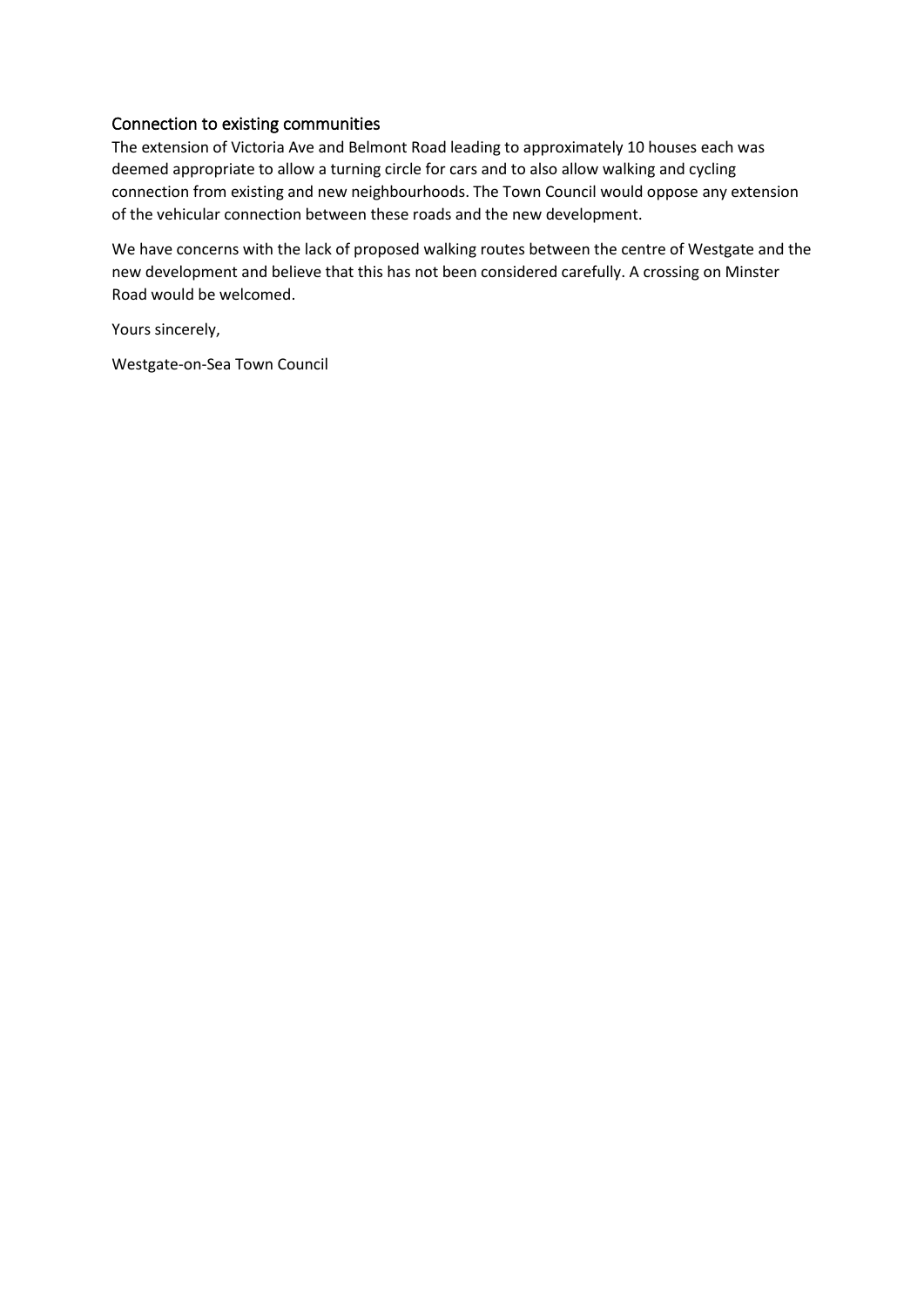## Connection to existing communities

The extension of Victoria Ave and Belmont Road leading to approximately 10 houses each was deemed appropriate to allow a turning circle for cars and to also allow walking and cycling connection from existing and new neighbourhoods. The Town Council would oppose any extension of the vehicular connection between these roads and the new development.

We have concerns with the lack of proposed walking routes between the centre of Westgate and the new development and believe that this has not been considered carefully. A crossing on Minster Road would be welcomed.

Yours sincerely,

Westgate-on-Sea Town Council